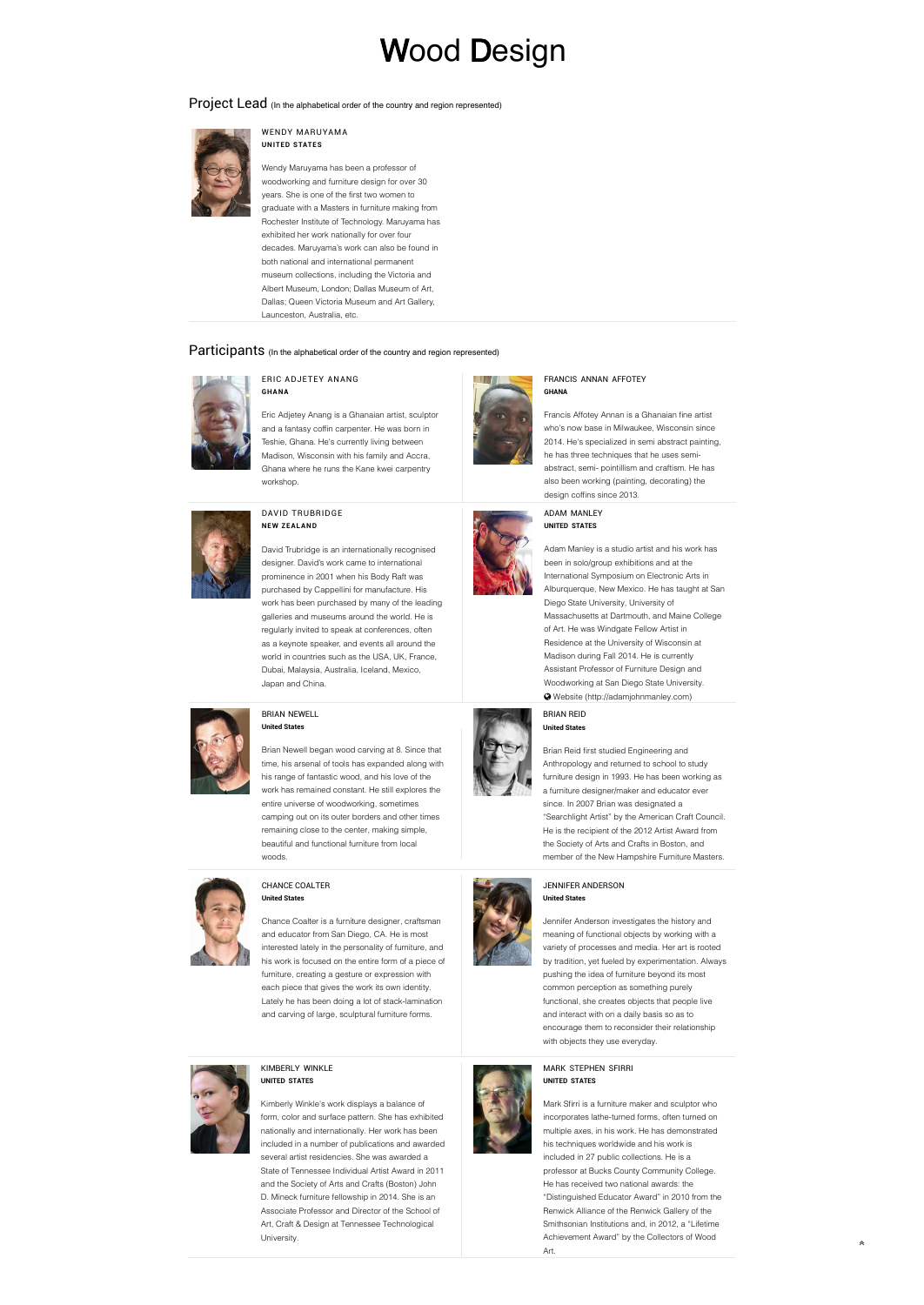# Wood Design

## Project Lead (In the alphabetical order of the country and region represented)

### WENDY MARUYAMA
**UNITED STATES**

Wendy Maruyama has been a professor of woodworking and furniture design for over 30 years. She is one of the first two women to graduate with a Masters in furniture making from Rochester Institute of Technology. Maruyama has exhibited her work nationally for over four decades. Maruyama's work can also be found in both national and international permanent museum collections, including the Victoria and Albert Museum, London; Dallas Museum of Art, Dallas; Queen Victoria Museum and Art Gallery, Launceston, Australia, etc.

## Participants (In the alphabetical order of the country and region represented)

### ERIC ADJETEY ANANG
**GHANA**

Eric Adjetey Anang is a Ghanaian artist, sculptor and a fantasy coffin carpenter. He was born in Teshie, Ghana. He's currently living between Madison, Wisconsin with his family and Accra, Ghana where he runs the Kane kwei carpentry workshop.

### FRANCIS ANNAN AFFOTEY
**GHANA**

Francis Affotey Annan is a Ghanaian fine artist who's now base in Milwaukee, Wisconsin since 2014. He's specialized in semi abstract painting, he has three techniques that he uses semi-abstract, semi- pointillism and craftism. He has also been working (painting, decorating) the design coffins since 2013.

### DAVID TRUBRIDGE
**NEW ZEALAND**

David Trubridge is an internationally recognised designer. David's work came to international prominence in 2001 when his Body Raft was purchased by Cappellini for manufacture. His work has been purchased by many of the leading galleries and museums around the world. He is regularly invited to speak at conferences, often as a keynote speaker, and events all around the world in countries such as the USA, UK, France, Dubai, Malaysia, Australia, Iceland, Mexico, Japan and China.

### ADAM MANLEY
**UNITED STATES**

Adam Manley is a studio artist and his work has been in solo/group exhibitions and at the International Symposium on Electronic Arts in Alburquerque, New Mexico. He has taught at San Diego State University, University of Massachusetts at Dartmouth, and Maine College of Art. He was Windgate Fellow Artist in Residence at the University of Wisconsin at Madison during Fall 2014. He is currently Assistant Professor of Furniture Design and Woodworking at San Diego State University.

Website (http://adamjohnmanley.com)

### BRIAN NEWELL
**United States**

Brian Newell began wood carving at 8. Since that time, his arsenal of tools has expanded along with his range of fantastic wood, and his love of the work has remained constant. He still explores the entire universe of woodworking, sometimes camping out on its outer borders and other times remaining close to the center, making simple, beautiful and functional furniture from local woods.

### BRIAN REID
**United States**

Brian Reid first studied Engineering and Anthropology and returned to school to study furniture design in 1993. He has been working as a furniture designer/maker and educator ever since. In 2007 Brian was designated a "Searchlight Artist" by the American Craft Council. He is the recipient of the 2012 Artist Award from the Society of Arts and Crafts in Boston, and member of the New Hampshire Furniture Masters.

### CHANCE COALTER
**United States**

Chance Coalter is a furniture designer, craftsman and educator from San Diego, CA. He is most interested lately in the personality of furniture, and his work is focused on the entire form of a piece of furniture, creating a gesture or expression with each piece that gives the work its own identity. Lately he has been doing a lot of stack-lamination and carving of large, sculptural furniture forms.

### JENNIFER ANDERSON
**United States**

Jennifer Anderson investigates the history and meaning of functional objects by working with a variety of processes and media. Her art is rooted by tradition, yet fueled by experimentation. Always pushing the idea of furniture beyond its most common perception as something purely functional, she creates objects that people live and interact with on a daily basis so as to encourage them to reconsider their relationship with objects they use everyday.

### KIMBERLY WINKLE
**UNITED STATES**

Kimberly Winkle's work displays a balance of form, color and surface pattern. She has exhibited nationally and internationally. Her work has been included in a number of publications and awarded several artist residencies. She was awarded a State of Tennessee Individual Artist Award in 2011 and the Society of Arts and Crafts (Boston) John D. Mineck furniture fellowship in 2014. She is an Associate Professor and Director of the School of Art, Craft & Design at Tennessee Technological University.

### MARK STEPHEN SFIRRI
**UNITED STATES**

Mark Sfirri is a furniture maker and sculptor who incorporates lathe-turned forms, often turned on multiple axes, in his work. He has demonstrated his techniques worldwide and his work is included in 27 public collections. He is a professor at Bucks County Community College. He has received two national awards: the "Distinguished Educator Award" in 2010 from the Renwick Alliance of the Renwick Gallery of the Smithsonian Institutions and, in 2012, a "Lifetime Achievement Award" by the Collectors of Wood Art.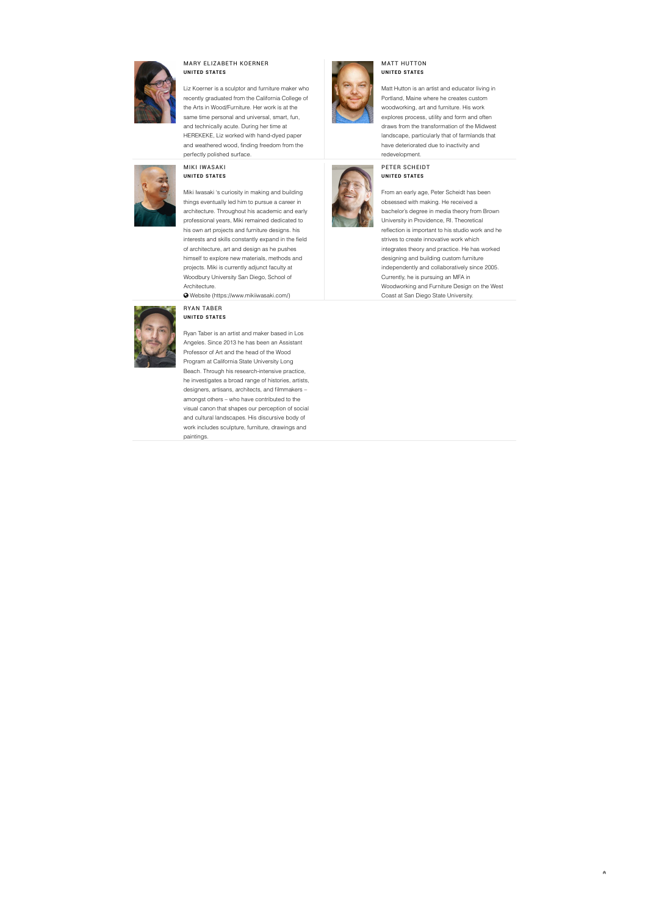### MARY ELIZABETH KOERNER

**UNITED STATES**

Liz Koerner is a sculptor and furniture maker who recently graduated from the California College of the Arts in Wood/Furniture. Her work is at the same time personal and universal, smart, fun, and technically acute. During her time at HEREKEKE, Liz worked with hand-dyed paper and weathered wood, finding freedom from the perfectly polished surface.

### MATT HUTTON

**UNITED STATES**

Matt Hutton is an artist and educator living in Portland, Maine where he creates custom woodworking, art and furniture. His work explores process, utility and form and often draws from the transformation of the Midwest landscape, particularly that of farmlands that have deteriorated due to inactivity and redevelopment.

### MIKI IWASAKI

**UNITED STATES**

Miki Iwasaki 's curiosity in making and building things eventually led him to pursue a career in architecture. Throughout his academic and early professional years, Miki remained dedicated to his own art projects and furniture designs. his interests and skills constantly expand in the field of architecture, art and design as he pushes himself to explore new materials, methods and projects. Miki is currently adjunct faculty at Woodbury University San Diego, School of Architecture.

Website (https://www.mikiiwasaki.com/)

### PETER SCHEIDT

**UNITED STATES**

From an early age, Peter Scheidt has been obsessed with making. He received a bachelor's degree in media theory from Brown University in Providence, RI. Theoretical reflection is important to his studio work and he strives to create innovative work which integrates theory and practice. He has worked designing and building custom furniture independently and collaboratively since 2005. Currently, he is pursuing an MFA in Woodworking and Furniture Design on the West Coast at San Diego State University.

### RYAN TABER

**UNITED STATES**

Ryan Taber is an artist and maker based in Los Angeles. Since 2013 he has been an Assistant Professor of Art and the head of the Wood Program at California State University Long Beach. Through his research-intensive practice, he investigates a broad range of histories, artists, designers, artisans, architects, and filmmakers – amongst others – who have contributed to the visual canon that shapes our perception of social and cultural landscapes. His discursive body of work includes sculpture, furniture, drawings and paintings.